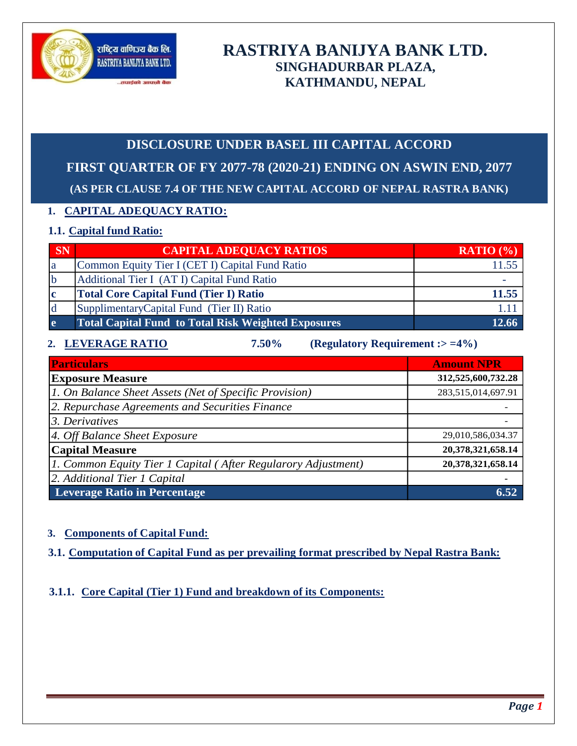# RASTRIYA BANIJYA BANK LTD.

## SINGHADURBAR PLAZA, KATHMANDU, NEPAL

## DISCLOSURE UNDER BASEL III CAPITAL ACCORD

## FIRST QUARTER OF FY 2077-78 (2020-21) ENDING ON ASWIN END, 2077

**(AS PER CLAUSE 7.4 OF THE NEW CAPITAL ACCORD OF NEPAL RASTRA BANK)**

### 1. CAPITAL ADEQUACY RATIO:

#### 1.1. Capital fund Ratio:

| SN | CAPITAL ADEQUACY RATIOS | RATIO (%) |
|---|---|---|
| a | Common Equity Tier I (CET I) Capital Fund Ratio | 11.55 |
| b | Additional Tier I (AT I) Capital Fund Ratio | - |
| **c** | **Total Core Capital Fund (Tier I) Ratio** | **11.55** |
| d | SupplimentaryCapital Fund (Tier II) Ratio | 1.11 |
| **e** | **Total Capital Fund to Total Risk Weighted Exposures** | **12.66** |

### 2. LEVERAGE RATIO 7.50% (Regulatory Requirement :> =4%)

| Particulars | Amount NPR |
|---|---|
| **Exposure Measure** | **312,525,600,732.28** |
| *1. On Balance Sheet Assets (Net of Specific Provision)* | 283,515,014,697.91 |
| *2. Repurchase Agreements and Securities Finance* | - |
| *3. Derivatives* | - |
| *4. Off Balance Sheet Exposure* | 29,010,586,034.37 |
| **Capital Measure** | **20,378,321,658.14** |
| *1. Common Equity Tier 1 Capital ( After Regularory Adjustment)* | **20,378,321,658.14** |
| *2. Additional Tier 1 Capital* | - |
| **Leverage Ratio in Percentage** | **6.52** |

### 3. Components of Capital Fund:

#### 3.1. Computation of Capital Fund as per prevailing format prescribed by Nepal Rastra Bank:

##### 3.1.1. Core Capital (Tier 1) Fund and breakdown of its Components: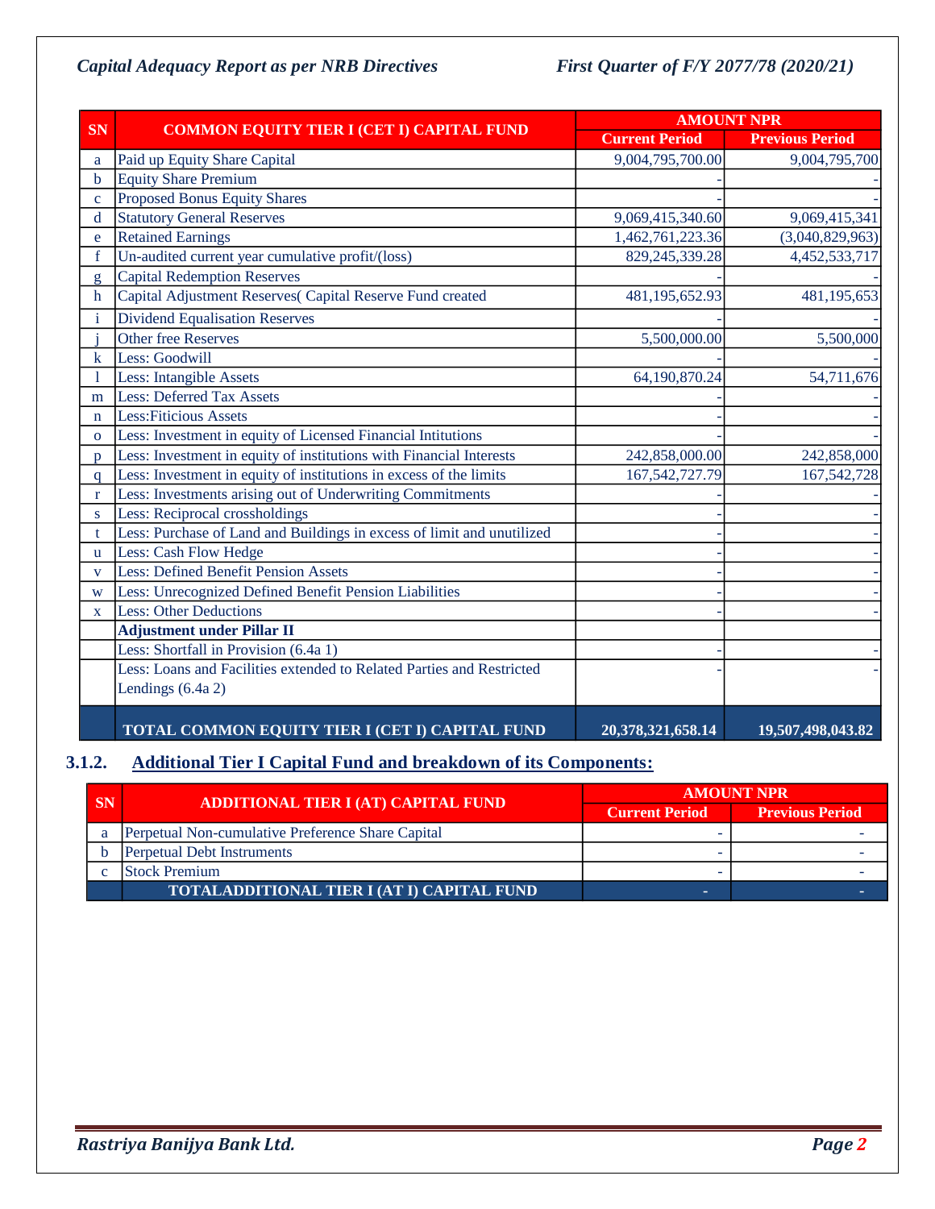*Capital Adequacy Report as per NRB Directives* *First Quarter of F/Y 2077/78 (2020/21)*

| SN | COMMON EQUITY TIER I (CET I) CAPITAL FUND | AMOUNT NPR | |
|---|---|---|---|
| | | Current Period | Previous Period |
| a | Paid up Equity Share Capital | 9,004,795,700.00 | 9,004,795,700 |
| b | Equity Share Premium | - | - |
| c | Proposed Bonus Equity Shares | - | - |
| d | Statutory General Reserves | 9,069,415,340.60 | 9,069,415,341 |
| e | Retained Earnings | 1,462,761,223.36 | (3,040,829,963) |
| f | Un-audited current year cumulative profit/(loss) | 829,245,339.28 | 4,452,533,717 |
| g | Capital Redemption Reserves | - | - |
| h | Capital Adjustment Reserves( Capital Reserve Fund created | 481,195,652.93 | 481,195,653 |
| i | Dividend Equalisation Reserves | - | - |
| j | Other free Reserves | 5,500,000.00 | 5,500,000 |
| k | Less: Goodwill | - | - |
| l | Less: Intangible Assets | 64,190,870.24 | 54,711,676 |
| m | Less: Deferred Tax Assets | - | - |
| n | Less:Fiticious Assets | - | - |
| o | Less: Investment in equity of Licensed Financial Intitutions | - | - |
| p | Less: Investment in equity of institutions with Financial Interests | 242,858,000.00 | 242,858,000 |
| q | Less: Investment in equity of institutions in excess of the limits | 167,542,727.79 | 167,542,728 |
| r | Less: Investments arising out of Underwriting Commitments | - | - |
| s | Less: Reciprocal crossholdings | - | - |
| t | Less: Purchase of Land and Buildings in excess of limit and unutilized | - | - |
| u | Less: Cash Flow Hedge | - | - |
| v | Less: Defined Benefit Pension Assets | - | - |
| w | Less: Unrecognized Defined Benefit Pension Liabilities | - | - |
| x | Less: Other Deductions | - | - |
| | **Adjustment under Pillar II** | | |
| | Less: Shortfall in Provision (6.4a 1) | - | - |
| | Less: Loans and Facilities extended to Related Parties and Restricted Lendings (6.4a 2) | - | - |
| | **TOTAL COMMON EQUITY TIER I (CET I) CAPITAL FUND** | **20,378,321,658.14** | **19,507,498,043.82** |

### 3.1.2. Additional Tier I Capital Fund and breakdown of its Components:

| SN | ADDITIONAL TIER I (AT) CAPITAL FUND | AMOUNT NPR | |
|---|---|---|---|
| | | Current Period | Previous Period |
| a | Perpetual Non-cumulative Preference Share Capital | - | - |
| b | Perpetual Debt Instruments | - | - |
| c | Stock Premium | - | - |
| | **TOTALADDITIONAL TIER I (AT I) CAPITAL FUND** | - | - |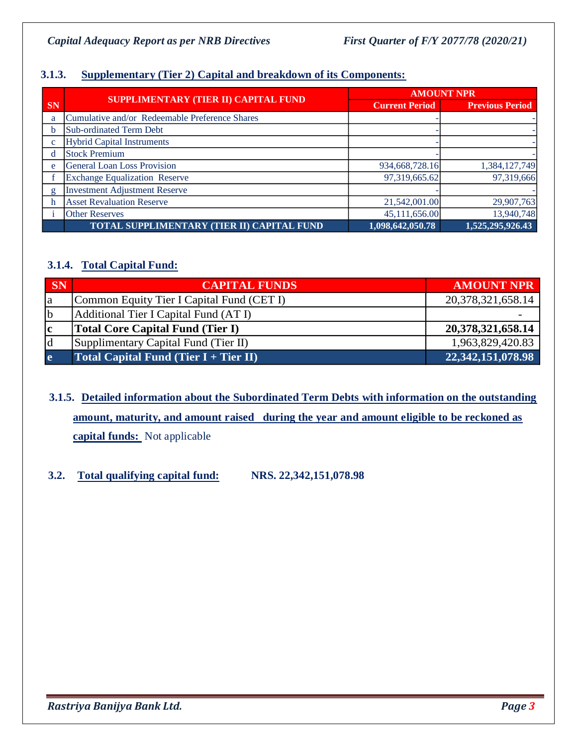### 3.1.3. Supplementary (Tier 2) Capital and breakdown of its Components:

| SN | SUPPLIMENTARY (TIER II) CAPITAL FUND | AMOUNT NPR | |
|---|---|---|---|
| | | Current Period | Previous Period |
| a | Cumulative and/or Redeemable Preference Shares | - | - |
| b | Sub-ordinated Term Debt | - | - |
| c | Hybrid Capital Instruments | - | - |
| d | Stock Premium | - | - |
| e | General Loan Loss Provision | 934,668,728.16 | 1,384,127,749 |
| f | Exchange Equalization Reserve | 97,319,665.62 | 97,319,666 |
| g | Investment Adjustment Reserve | - | - |
| h | Asset Revaluation Reserve | 21,542,001.00 | 29,907,763 |
| i | Other Reserves | 45,111,656.00 | 13,940,748 |
| | **TOTAL SUPPLIMENTARY (TIER II) CAPITAL FUND** | **1,098,642,050.78** | **1,525,295,926.43** |

### 3.1.4. Total Capital Fund:

| SN | CAPITAL FUNDS | AMOUNT NPR |
|---|---|---|
| a | Common Equity Tier I Capital Fund (CET I) | 20,378,321,658.14 |
| b | Additional Tier I Capital Fund (AT I) | - |
| c | **Total Core Capital Fund (Tier I)** | **20,378,321,658.14** |
| d | Supplimentary Capital Fund (Tier II) | 1,963,829,420.83 |
| e | **Total Capital Fund (Tier I + Tier II)** | **22,342,151,078.98** |

### 3.1.5. Detailed information about the Subordinated Term Debts with information on the outstanding amount, maturity, and amount raised during the year and amount eligible to be reckoned as capital funds: Not applicable

### 3.2. Total qualifying capital fund: NRS. 22,342,151,078.98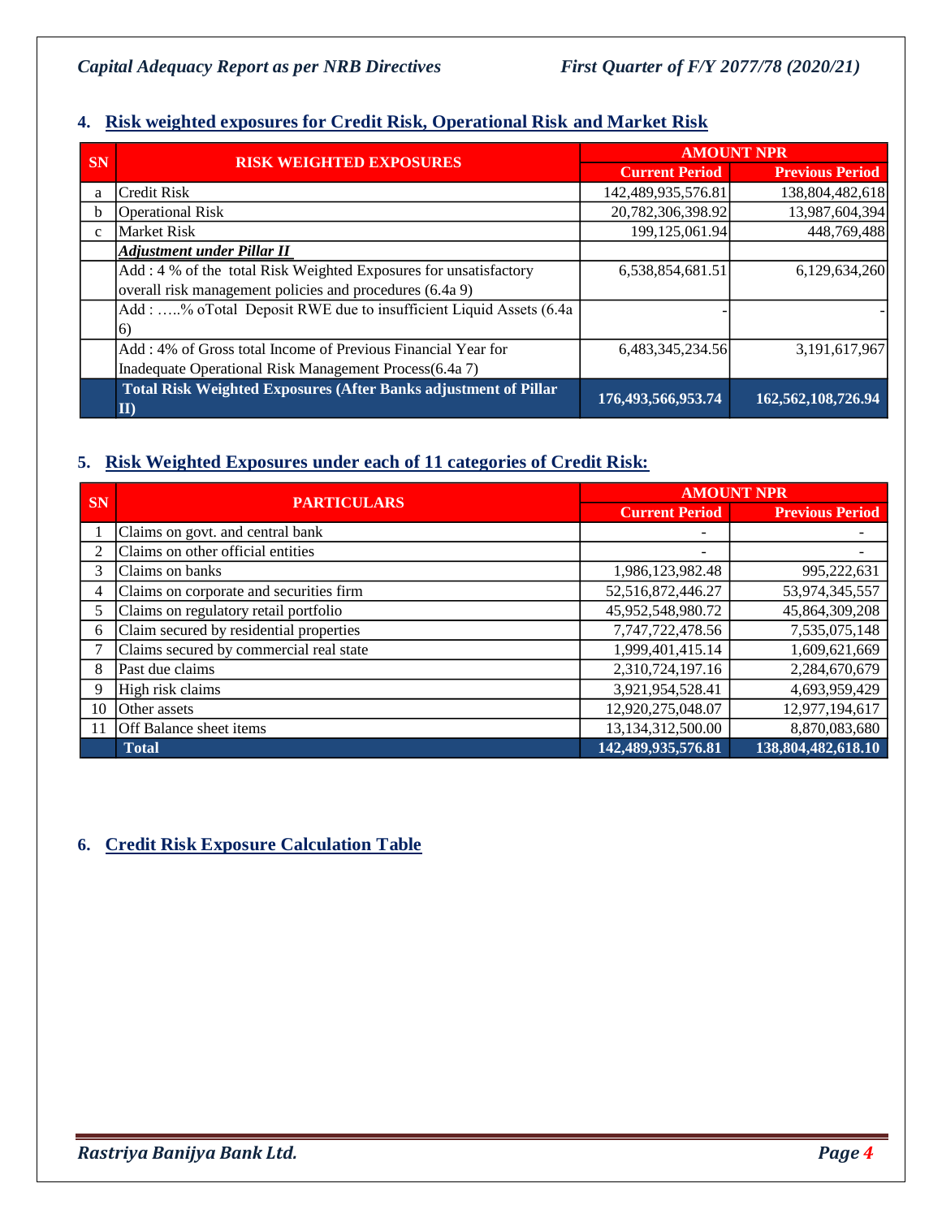## 4. Risk weighted exposures for Credit Risk, Operational Risk and Market Risk

| SN | RISK WEIGHTED EXPOSURES | AMOUNT NPR | |
|---|---|---|---|
| | | Current Period | Previous Period |
| a | Credit Risk | 142,489,935,576.81 | 138,804,482,618 |
| b | Operational Risk | 20,782,306,398.92 | 13,987,604,394 |
| c | Market Risk | 199,125,061.94 | 448,769,488 |
| | ***Adjustment under Pillar II*** | | |
| | Add : 4 % of the total Risk Weighted Exposures for unsatisfactory overall risk management policies and procedures (6.4a 9) | 6,538,854,681.51 | 6,129,634,260 |
| | Add : …..% oTotal Deposit RWE due to insufficient Liquid Assets (6.4a 6) | - | - |
| | Add : 4% of Gross total Income of Previous Financial Year for Inadequate Operational Risk Management Process(6.4a 7) | 6,483,345,234.56 | 3,191,617,967 |
| | **Total Risk Weighted Exposures (After Banks adjustment of Pillar II)** | **176,493,566,953.74** | **162,562,108,726.94** |

## 5. Risk Weighted Exposures under each of 11 categories of Credit Risk:

| SN | PARTICULARS | AMOUNT NPR | |
|---|---|---|---|
| | | Current Period | Previous Period |
| 1 | Claims on govt. and central bank | - | - |
| 2 | Claims on other official entities | - | - |
| 3 | Claims on banks | 1,986,123,982.48 | 995,222,631 |
| 4 | Claims on corporate and securities firm | 52,516,872,446.27 | 53,974,345,557 |
| 5 | Claims on regulatory retail portfolio | 45,952,548,980.72 | 45,864,309,208 |
| 6 | Claim secured by residential properties | 7,747,722,478.56 | 7,535,075,148 |
| 7 | Claims secured by commercial real state | 1,999,401,415.14 | 1,609,621,669 |
| 8 | Past due claims | 2,310,724,197.16 | 2,284,670,679 |
| 9 | High risk claims | 3,921,954,528.41 | 4,693,959,429 |
| 10 | Other assets | 12,920,275,048.07 | 12,977,194,617 |
| 11 | Off Balance sheet items | 13,134,312,500.00 | 8,870,083,680 |
| | **Total** | **142,489,935,576.81** | **138,804,482,618.10** |

## 6. Credit Risk Exposure Calculation Table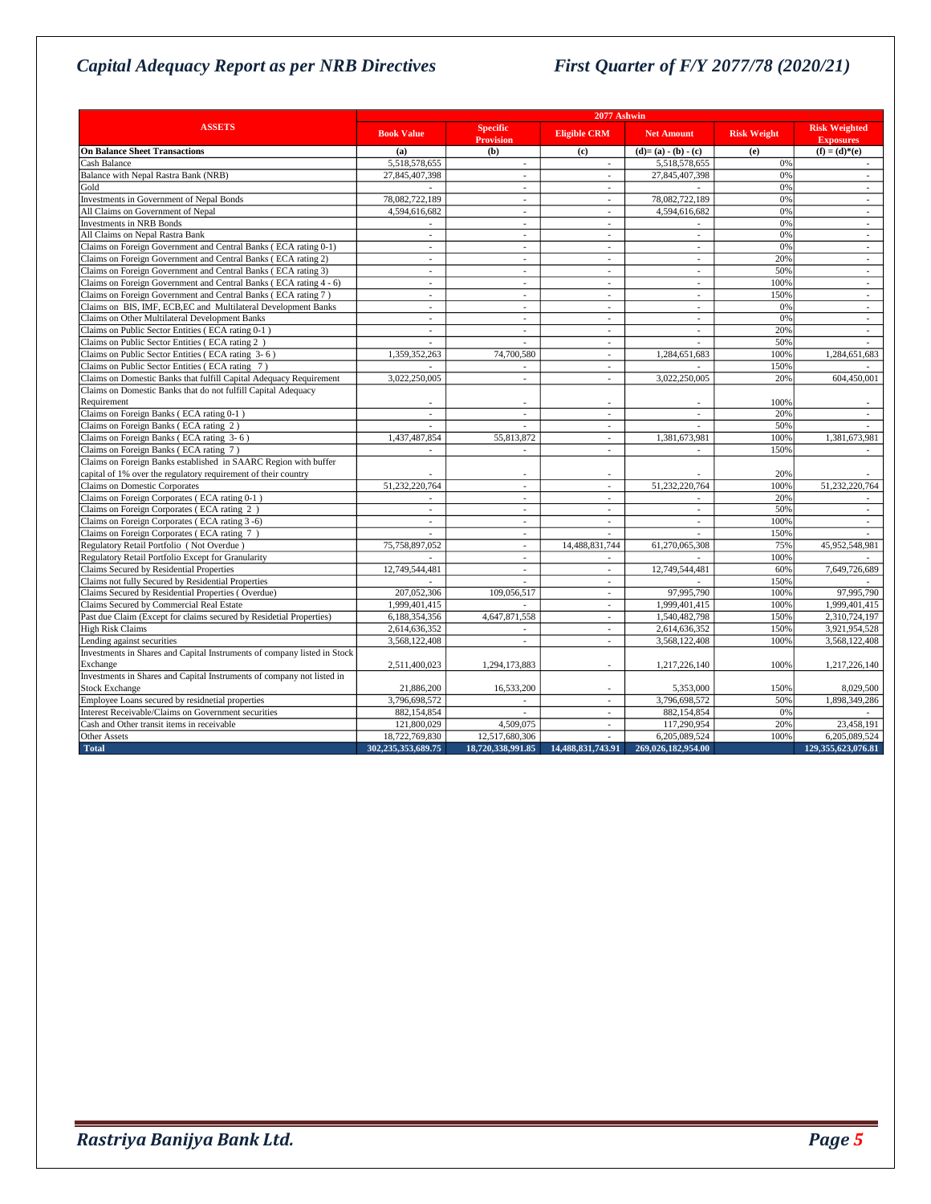# Capital Adequacy Report as per NRB Directives

# First Quarter of F/Y 2077/78 (2020/21)

| ASSETS | 2077 Ashwin | | | | | |
|---|---|---|---|---|---|---|
| | Book Value | Specific Provision | Eligible CRM | Net Amount | Risk Weight | Risk Weighted Exposures |
| **On Balance Sheet Transactions** | (a) | (b) | (c) | (d)= (a) - (b) - (c) | (e) | (f) = (d)*(e) |
| Cash Balance | 5,518,578,655 | - | - | 5,518,578,655 | 0% | - |
| Balance with Nepal Rastra Bank (NRB) | 27,845,407,398 | - | - | 27,845,407,398 | 0% | - |
| Gold | - | - | - | - | 0% | - |
| Investments in Government of Nepal Bonds | 78,082,722,189 | - | - | 78,082,722,189 | 0% | - |
| All Claims on Government of Nepal | 4,594,616,682 | - | - | 4,594,616,682 | 0% | - |
| Investments in NRB Bonds | - | - | - | - | 0% | - |
| All Claims on Nepal Rastra Bank | - | - | - | - | 0% | - |
| Claims on Foreign Government and Central Banks ( ECA rating 0-1) | - | - | - | - | 0% | - |
| Claims on Foreign Government and Central Banks ( ECA rating 2) | - | - | - | - | 20% | - |
| Claims on Foreign Government and Central Banks ( ECA rating 3) | - | - | - | - | 50% | - |
| Claims on Foreign Government and Central Banks ( ECA rating 4 - 6) | - | - | - | - | 100% | - |
| Claims on Foreign Government and Central Banks ( ECA rating 7 ) | - | - | - | - | 150% | - |
| Claims on BIS, IMF, ECB,EC and Multilateral Development Banks | - | - | - | - | 0% | - |
| Claims on Other Multilateral Development Banks | - | - | - | - | 0% | - |
| Claims on Public Sector Entities ( ECA rating 0-1 ) | - | - | - | - | 20% | - |
| Claims on Public Sector Entities ( ECA rating 2 ) | - | - | - | - | 50% | - |
| Claims on Public Sector Entities ( ECA rating 3- 6 ) | 1,359,352,263 | 74,700,580 | - | 1,284,651,683 | 100% | 1,284,651,683 |
| Claims on Public Sector Entities ( ECA rating 7 ) | - | - | - | - | 150% | - |
| Claims on Domestic Banks that fulfill Capital Adequacy Requirement | 3,022,250,005 | - | - | 3,022,250,005 | 20% | 604,450,001 |
| Claims on Domestic Banks that do not fulfill Capital Adequacy Requirement | - | - | - | - | 100% | - |
| Claims on Foreign Banks ( ECA rating 0-1 ) | - | - | - | - | 20% | - |
| Claims on Foreign Banks ( ECA rating 2 ) | - | - | - | - | 50% | - |
| Claims on Foreign Banks ( ECA rating 3- 6 ) | 1,437,487,854 | 55,813,872 | - | 1,381,673,981 | 100% | 1,381,673,981 |
| Claims on Foreign Banks ( ECA rating 7 ) | - | - | - | - | 150% | - |
| Claims on Foreign Banks established in SAARC Region with buffer capital of 1% over the regulatory requirement of their country | - | - | - | - | 20% | - |
| Claims on Domestic Corporates | 51,232,220,764 | - | - | 51,232,220,764 | 100% | 51,232,220,764 |
| Claims on Foreign Corporates ( ECA rating 0-1 ) | - | - | - | - | 20% | - |
| Claims on Foreign Corporates ( ECA rating 2 ) | - | - | - | - | 50% | - |
| Claims on Foreign Corporates ( ECA rating 3 -6) | - | - | - | - | 100% | - |
| Claims on Foreign Corporates ( ECA rating 7 ) | - | - | - | - | 150% | - |
| Regulatory Retail Portfolio ( Not Overdue ) | 75,758,897,052 | - | 14,488,831,744 | 61,270,065,308 | 75% | 45,952,548,981 |
| Regulatory Retail Portfolio Except for Granularity | - | - | - | - | 100% | - |
| Claims Secured by Residential Properties | 12,749,544,481 | - | - | 12,749,544,481 | 60% | 7,649,726,689 |
| Claims not fully Secured by Residential Properties | - | - | - | - | 150% | - |
| Claims Secured by Residential Properties ( Overdue) | 207,052,306 | 109,056,517 | - | 97,995,790 | 100% | 97,995,790 |
| Claims Secured by Commercial Real Estate | 1,999,401,415 | - | - | 1,999,401,415 | 100% | 1,999,401,415 |
| Past due Claim (Except for claims secured by Residetial Properties) | 6,188,354,356 | 4,647,871,558 | - | 1,540,482,798 | 150% | 2,310,724,197 |
| High Risk Claims | 2,614,636,352 | - | - | 2,614,636,352 | 150% | 3,921,954,528 |
| Lending against securities | 3,568,122,408 | - | - | 3,568,122,408 | 100% | 3,568,122,408 |
| Investments in Shares and Capital Instruments of company listed in Stock Exchange | 2,511,400,023 | 1,294,173,883 | - | 1,217,226,140 | 100% | 1,217,226,140 |
| Investments in Shares and Capital Instruments of company not listed in Stock Exchange | 21,886,200 | 16,533,200 | - | 5,353,000 | 150% | 8,029,500 |
| Employee Loans secured by residnetial properties | 3,796,698,572 | - | - | 3,796,698,572 | 50% | 1,898,349,286 |
| Interest Receivable/Claims on Government securities | 882,154,854 | - | - | 882,154,854 | 0% | - |
| Cash and Other transit items in receivable | 121,800,029 | 4,509,075 | - | 117,290,954 | 20% | 23,458,191 |
| Other Assets | 18,722,769,830 | 12,517,680,306 | - | 6,205,089,524 | 100% | 6,205,089,524 |
| **Total** | **302,235,353,689.75** | **18,720,338,991.85** | **14,488,831,743.91** | **269,026,182,954.00** | | **129,355,623,076.81** |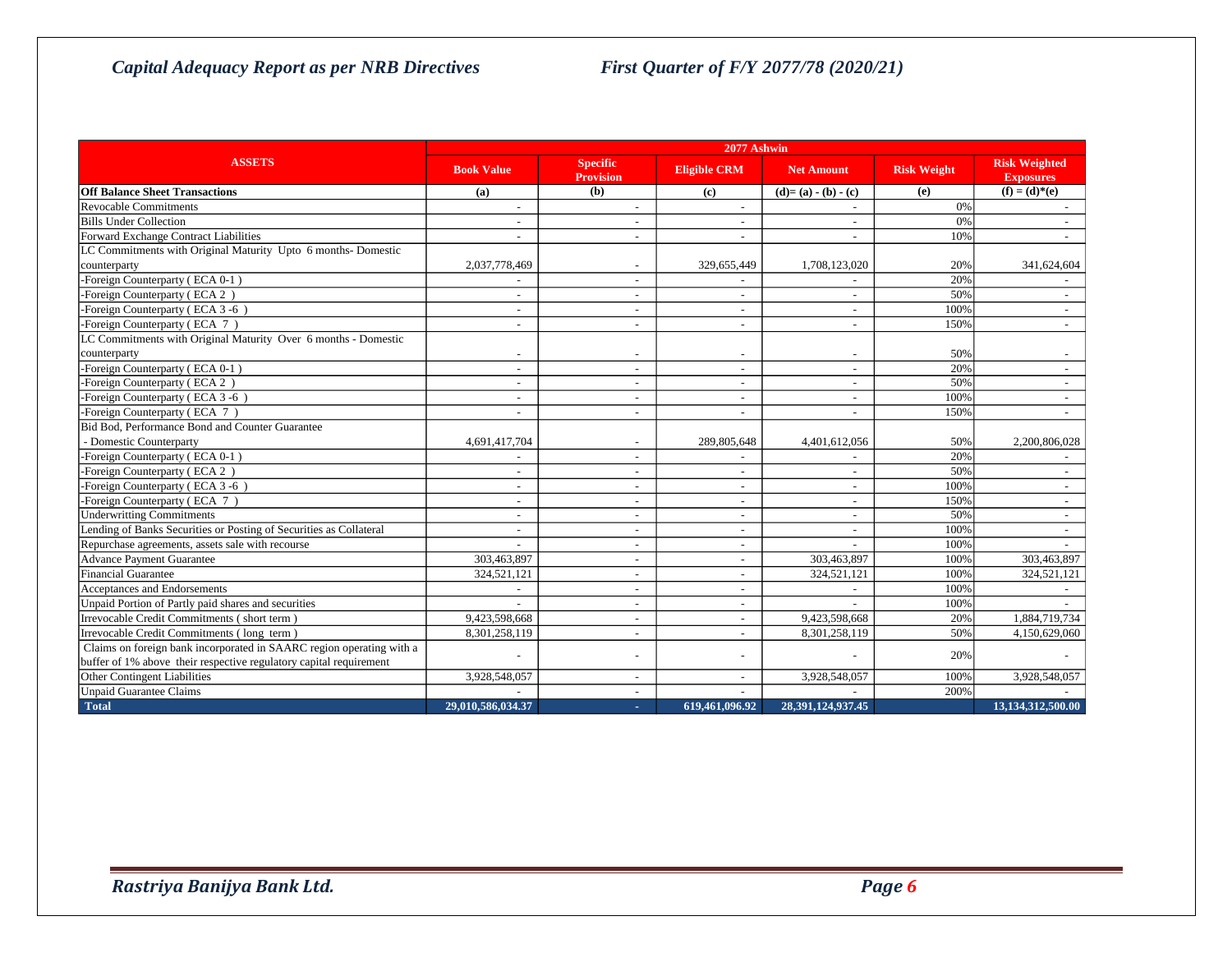*Capital Adequacy Report as per NRB Directives* *First Quarter of F/Y 2077/78 (2020/21)*

| ASSETS | 2077 Ashwin | | | | | |
|---|---|---|---|---|---|---|
| | Book Value | Specific Provision | Eligible CRM | Net Amount | Risk Weight | Risk Weighted Exposures |
| **Off Balance Sheet Transactions** | (a) | (b) | (c) | (d)= (a) - (b) - (c) | (e) | (f) = (d)*(e) |
| Revocable Commitments | - | - | - | - | 0% | - |
| Bills Under Collection | - | - | - | - | 0% | - |
| Forward Exchange Contract Liabilities | - | - | - | - | 10% | - |
| LC Commitments with Original Maturity Upto 6 months- Domestic counterparty | 2,037,778,469 | - | 329,655,449 | 1,708,123,020 | 20% | 341,624,604 |
| -Foreign Counterparty ( ECA 0-1 ) | - | - | - | - | 20% | - |
| -Foreign Counterparty ( ECA 2 ) | - | - | - | - | 50% | - |
| -Foreign Counterparty ( ECA 3 -6 ) | - | - | - | - | 100% | - |
| -Foreign Counterparty ( ECA 7 ) | - | - | - | - | 150% | - |
| LC Commitments with Original Maturity Over 6 months - Domestic counterparty | - | - | - | - | 50% | - |
| -Foreign Counterparty ( ECA 0-1 ) | - | - | - | - | 20% | - |
| -Foreign Counterparty ( ECA 2 ) | - | - | - | - | 50% | - |
| -Foreign Counterparty ( ECA 3 -6 ) | - | - | - | - | 100% | - |
| -Foreign Counterparty ( ECA 7 ) | - | - | - | - | 150% | - |
| Bid Bod, Performance Bond and Counter Guarantee - Domestic Counterparty | 4,691,417,704 | - | 289,805,648 | 4,401,612,056 | 50% | 2,200,806,028 |
| -Foreign Counterparty ( ECA 0-1 ) | - | - | - | - | 20% | - |
| -Foreign Counterparty ( ECA 2 ) | - | - | - | - | 50% | - |
| -Foreign Counterparty ( ECA 3 -6 ) | - | - | - | - | 100% | - |
| -Foreign Counterparty ( ECA 7 ) | - | - | - | - | 150% | - |
| Underwritting Commitments | - | - | - | - | 50% | - |
| Lending of Banks Securities or Posting of Securities as Collateral | - | - | - | - | 100% | - |
| Repurchase agreements, assets sale with recourse | - | - | - | - | 100% | - |
| Advance Payment Guarantee | 303,463,897 | - | - | 303,463,897 | 100% | 303,463,897 |
| Financial Guarantee | 324,521,121 | - | - | 324,521,121 | 100% | 324,521,121 |
| Acceptances and Endorsements | - | - | - | - | 100% | - |
| Unpaid Portion of Partly paid shares and securities | - | - | - | - | 100% | - |
| Irrevocable Credit Commitments ( short term ) | 9,423,598,668 | - | - | 9,423,598,668 | 20% | 1,884,719,734 |
| Irrevocable Credit Commitments ( long term ) | 8,301,258,119 | - | - | 8,301,258,119 | 50% | 4,150,629,060 |
| Claims on foreign bank incorporated in SAARC region operating with a buffer of 1% above their respective regulatory capital requirement | - | - | - | - | 20% | - |
| Other Contingent Liabilities | 3,928,548,057 | - | - | 3,928,548,057 | 100% | 3,928,548,057 |
| Unpaid Guarantee Claims | - | - | - | - | 200% | - |
| **Total** | **29,010,586,034.37** | **-** | **619,461,096.92** | **28,391,124,937.45** | | **13,134,312,500.00** |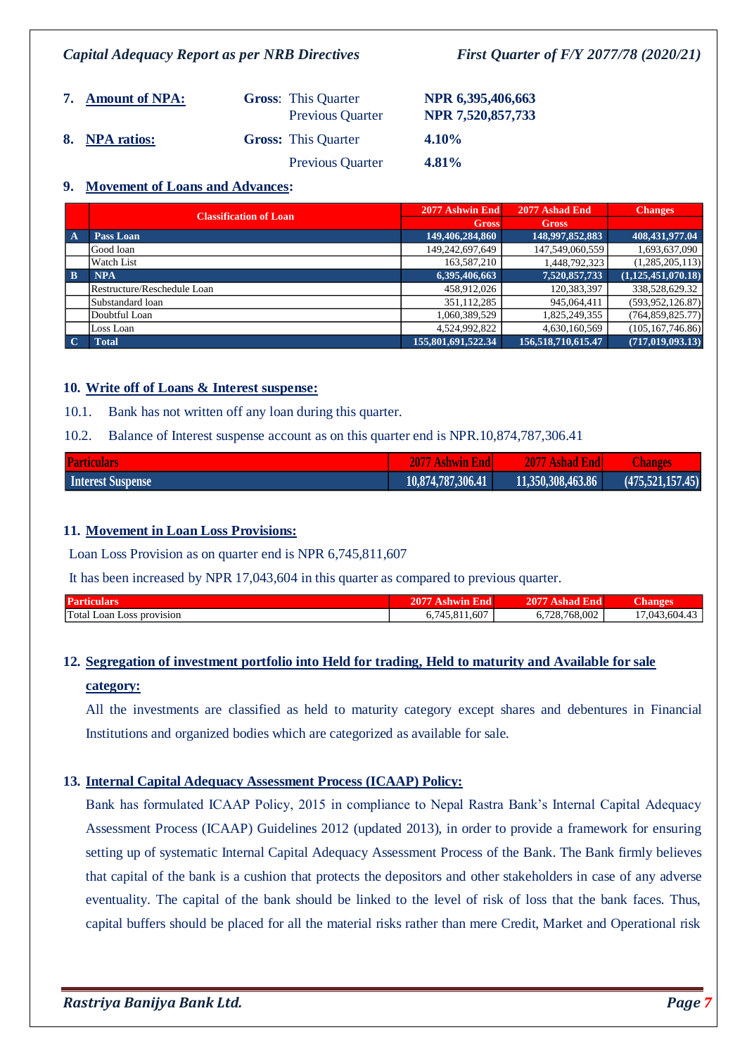**7. Amount of NPA:**

| | | |
|---|---|---|
| **Gross**: | This Quarter | **NPR 6,395,406,663** |
| | Previous Quarter | **NPR 7,520,857,733** |

**8. NPA ratios:**

| | | |
|---|---|---|
| **Gross**: | This Quarter | **4.10%** |
| | Previous Quarter | **4.81%** |

**9. Movement of Loans and Advances:**

| | Classification of Loan | 2077 Ashwin End | 2077 Ashad End | Changes |
|---|---|---|---|---|
| | | Gross | Gross | |
| **A** | **Pass Loan** | **149,406,284,860** | **148,997,852,883** | **408,431,977.04** |
| | Good loan | 149,242,697,649 | 147,549,060,559 | 1,693,637,090 |
| | Watch List | 163,587,210 | 1,448,792,323 | (1,285,205,113) |
| **B** | **NPA** | **6,395,406,663** | **7,520,857,733** | **(1,125,451,070.18)** |
| | Restructure/Reschedule Loan | 458,912,026 | 120,383,397 | 338,528,629.32 |
| | Substandard loan | 351,112,285 | 945,064,411 | (593,952,126.87) |
| | Doubtful Loan | 1,060,389,529 | 1,825,249,355 | (764,859,825.77) |
| | Loss Loan | 4,524,992,822 | 4,630,160,569 | (105,167,746.86) |
| **C** | **Total** | **155,801,691,522.34** | **156,518,710,615.47** | **(717,019,093.13)** |

**10. Write off of Loans & Interest suspense:**

10.1. Bank has not written off any loan during this quarter.

10.2. Balance of Interest suspense account as on this quarter end is NPR.10,874,787,306.41

| Particulars | 2077 Ashwin End | 2077 Ashad End | Changes |
|---|---|---|---|
| Interest Suspense | 10,874,787,306.41 | 11,350,308,463.86 | (475,521,157.45) |

**11. Movement in Loan Loss Provisions:**

Loan Loss Provision as on quarter end is NPR 6,745,811,607

It has been increased by NPR 17,043,604 in this quarter as compared to previous quarter.

| Particulars | 2077 Ashwin End | 2077 Ashad End | Changes |
|---|---|---|---|
| Total Loan Loss provision | 6,745,811,607 | 6,728,768,002 | 17,043,604.43 |

**12. Segregation of investment portfolio into Held for trading, Held to maturity and Available for sale category:**

All the investments are classified as held to maturity category except shares and debentures in Financial Institutions and organized bodies which are categorized as available for sale.

**13. Internal Capital Adequacy Assessment Process (ICAAP) Policy:**

Bank has formulated ICAAP Policy, 2015 in compliance to Nepal Rastra Bank's Internal Capital Adequacy Assessment Process (ICAAP) Guidelines 2012 (updated 2013), in order to provide a framework for ensuring setting up of systematic Internal Capital Adequacy Assessment Process of the Bank. The Bank firmly believes that capital of the bank is a cushion that protects the depositors and other stakeholders in case of any adverse eventuality. The capital of the bank should be linked to the level of risk of loss that the bank faces. Thus, capital buffers should be placed for all the material risks rather than mere Credit, Market and Operational risk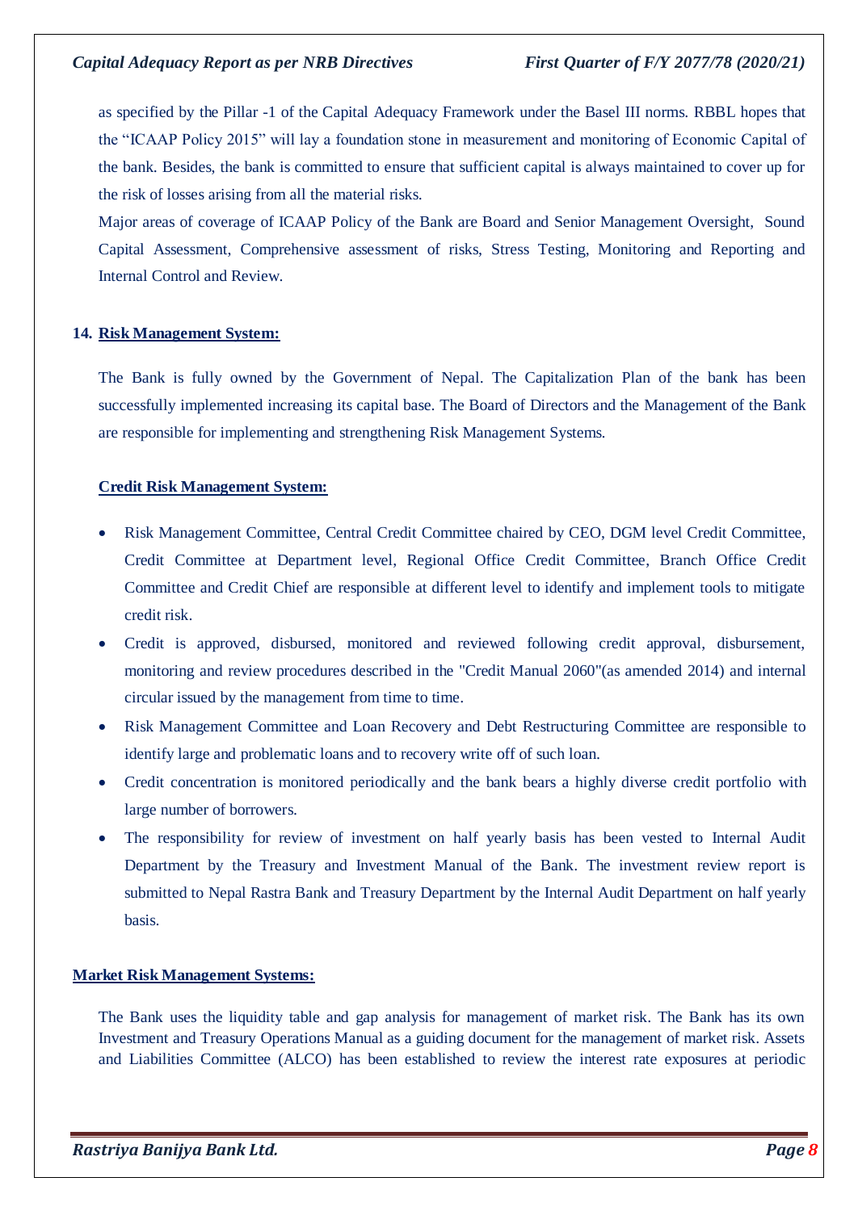as specified by the Pillar -1 of the Capital Adequacy Framework under the Basel III norms. RBBL hopes that the "ICAAP Policy 2015" will lay a foundation stone in measurement and monitoring of Economic Capital of the bank. Besides, the bank is committed to ensure that sufficient capital is always maintained to cover up for the risk of losses arising from all the material risks.

Major areas of coverage of ICAAP Policy of the Bank are Board and Senior Management Oversight, Sound Capital Assessment, Comprehensive assessment of risks, Stress Testing, Monitoring and Reporting and Internal Control and Review.

## 14. Risk Management System:

The Bank is fully owned by the Government of Nepal. The Capitalization Plan of the bank has been successfully implemented increasing its capital base. The Board of Directors and the Management of the Bank are responsible for implementing and strengthening Risk Management Systems.

### Credit Risk Management System:

- Risk Management Committee, Central Credit Committee chaired by CEO, DGM level Credit Committee, Credit Committee at Department level, Regional Office Credit Committee, Branch Office Credit Committee and Credit Chief are responsible at different level to identify and implement tools to mitigate credit risk.
- Credit is approved, disbursed, monitored and reviewed following credit approval, disbursement, monitoring and review procedures described in the "Credit Manual 2060"(as amended 2014) and internal circular issued by the management from time to time.
- Risk Management Committee and Loan Recovery and Debt Restructuring Committee are responsible to identify large and problematic loans and to recovery write off of such loan.
- Credit concentration is monitored periodically and the bank bears a highly diverse credit portfolio with large number of borrowers.
- The responsibility for review of investment on half yearly basis has been vested to Internal Audit Department by the Treasury and Investment Manual of the Bank. The investment review report is submitted to Nepal Rastra Bank and Treasury Department by the Internal Audit Department on half yearly basis.

### Market Risk Management Systems:

The Bank uses the liquidity table and gap analysis for management of market risk. The Bank has its own Investment and Treasury Operations Manual as a guiding document for the management of market risk. Assets and Liabilities Committee (ALCO) has been established to review the interest rate exposures at periodic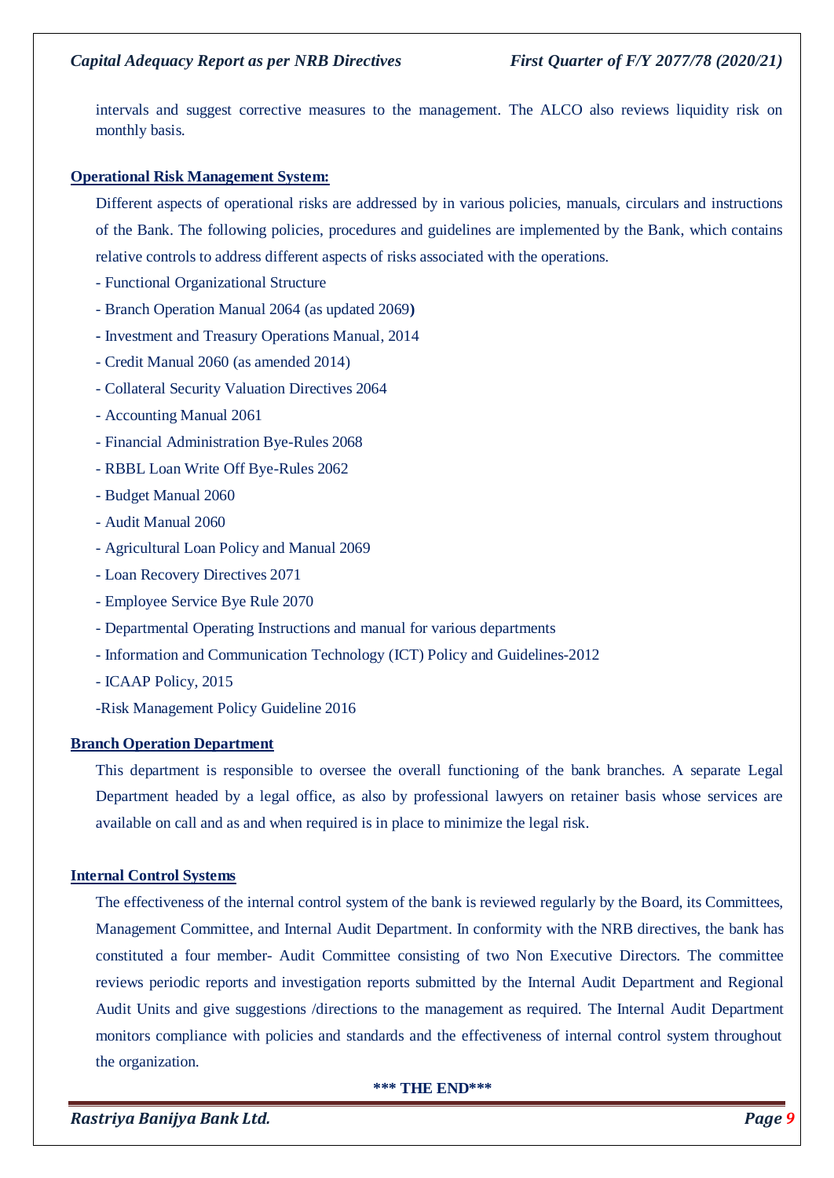intervals and suggest corrective measures to the management. The ALCO also reviews liquidity risk on monthly basis.

**Operational Risk Management System:**

Different aspects of operational risks are addressed by in various policies, manuals, circulars and instructions of the Bank. The following policies, procedures and guidelines are implemented by the Bank, which contains relative controls to address different aspects of risks associated with the operations.

- Functional Organizational Structure
- Branch Operation Manual 2064 (as updated 2069**)**
- Investment and Treasury Operations Manual, 2014
- Credit Manual 2060 (as amended 2014)
- Collateral Security Valuation Directives 2064
- Accounting Manual 2061
- Financial Administration Bye-Rules 2068
- RBBL Loan Write Off Bye-Rules 2062
- Budget Manual 2060
- Audit Manual 2060
- Agricultural Loan Policy and Manual 2069
- Loan Recovery Directives 2071
- Employee Service Bye Rule 2070
- Departmental Operating Instructions and manual for various departments
- Information and Communication Technology (ICT) Policy and Guidelines-2012
- ICAAP Policy, 2015
- Risk Management Policy Guideline 2016

**Branch Operation Department**

This department is responsible to oversee the overall functioning of the bank branches. A separate Legal Department headed by a legal office, as also by professional lawyers on retainer basis whose services are available on call and as and when required is in place to minimize the legal risk.

**Internal Control Systems**

The effectiveness of the internal control system of the bank is reviewed regularly by the Board, its Committees, Management Committee, and Internal Audit Department. In conformity with the NRB directives, the bank has constituted a four member- Audit Committee consisting of two Non Executive Directors. The committee reviews periodic reports and investigation reports submitted by the Internal Audit Department and Regional Audit Units and give suggestions /directions to the management as required. The Internal Audit Department monitors compliance with policies and standards and the effectiveness of internal control system throughout the organization.

**\*\*\* THE END\*\*\***